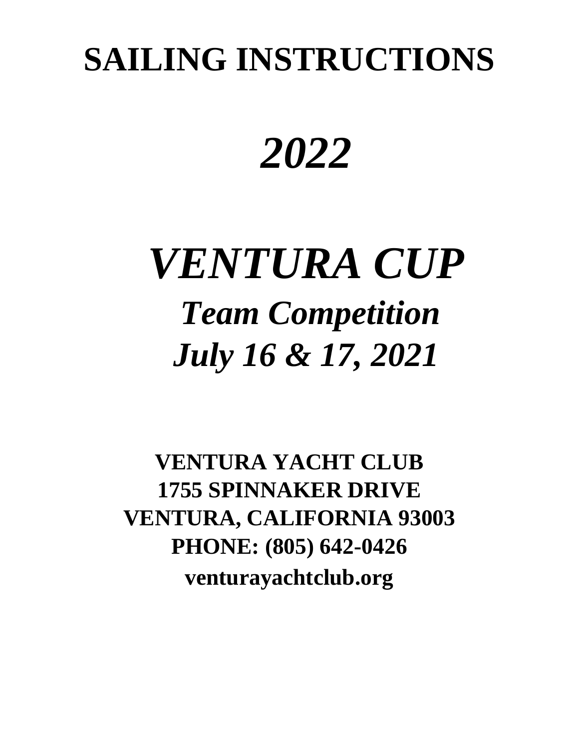# SAILING INSTRUCTIONS

# *2022*

# *VENTURA CUP*

## *Team Competition*

## *July 16 & 17, 2021*

**VENTURA YACHT CLUB**
**1755 SPINNAKER DRIVE**
**VENTURA, CALIFORNIA 93003**
**PHONE: (805) 642-0426**
**venturayachtclub.org**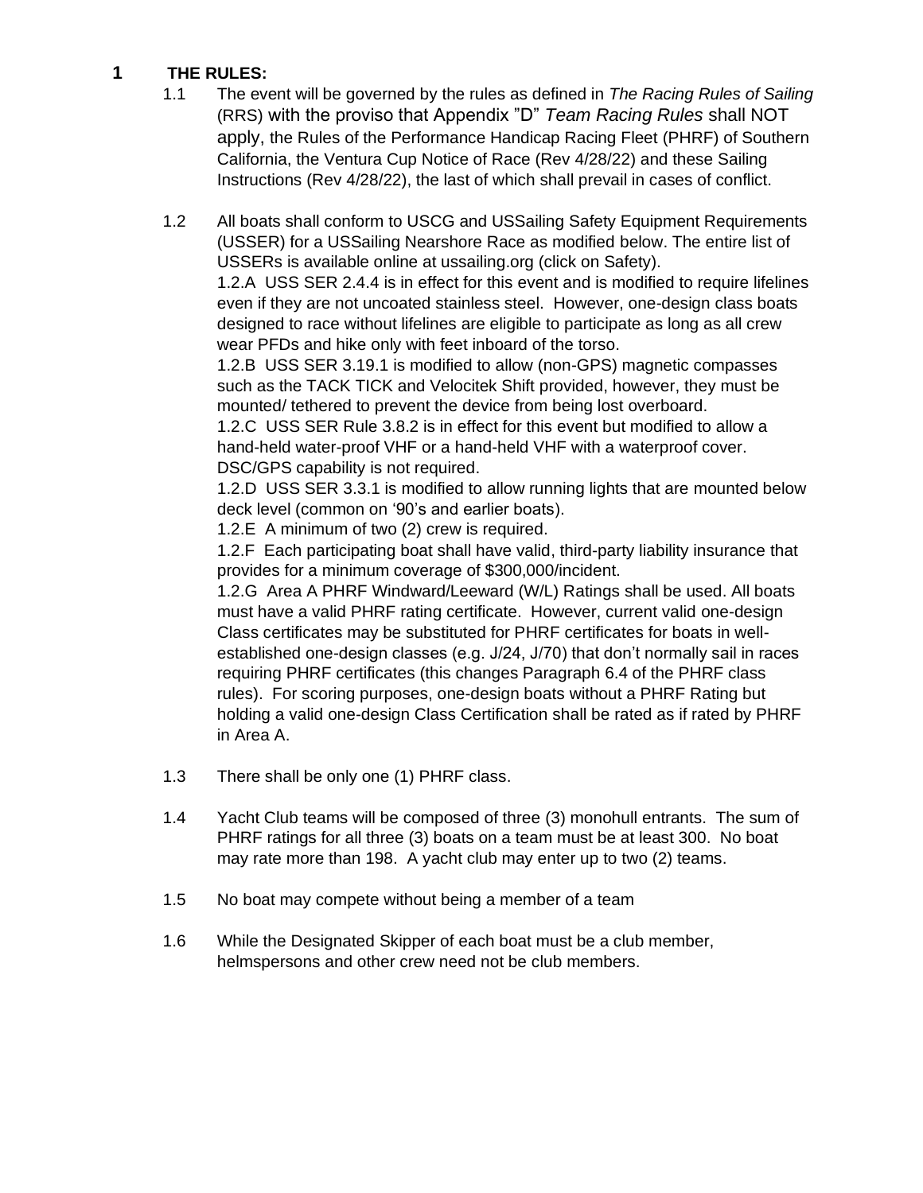# 1 THE RULES:

1.1 The event will be governed by the rules as defined in *The Racing Rules of Sailing* (RRS) with the proviso that Appendix "D" *Team Racing Rules* shall NOT apply, the Rules of the Performance Handicap Racing Fleet (PHRF) of Southern California, the Ventura Cup Notice of Race (Rev 4/28/22) and these Sailing Instructions (Rev 4/28/22), the last of which shall prevail in cases of conflict.

1.2 All boats shall conform to USCG and USSailing Safety Equipment Requirements (USSER) for a USSailing Nearshore Race as modified below. The entire list of USSERs is available online at ussailing.org (click on Safety).

1.2.A USS SER 2.4.4 is in effect for this event and is modified to require lifelines even if they are not uncoated stainless steel. However, one-design class boats designed to race without lifelines are eligible to participate as long as all crew wear PFDs and hike only with feet inboard of the torso.

1.2.B USS SER 3.19.1 is modified to allow (non-GPS) magnetic compasses such as the TACK TICK and Velocitek Shift provided, however, they must be mounted/ tethered to prevent the device from being lost overboard.

1.2.C USS SER Rule 3.8.2 is in effect for this event but modified to allow a hand-held water-proof VHF or a hand-held VHF with a waterproof cover. DSC/GPS capability is not required.

1.2.D USS SER 3.3.1 is modified to allow running lights that are mounted below deck level (common on '90's and earlier boats).

1.2.E A minimum of two (2) crew is required.

1.2.F Each participating boat shall have valid, third-party liability insurance that provides for a minimum coverage of $300,000/incident.

1.2.G Area A PHRF Windward/Leeward (W/L) Ratings shall be used. All boats must have a valid PHRF rating certificate. However, current valid one-design Class certificates may be substituted for PHRF certificates for boats in well-established one-design classes (e.g. J/24, J/70) that don't normally sail in races requiring PHRF certificates (this changes Paragraph 6.4 of the PHRF class rules). For scoring purposes, one-design boats without a PHRF Rating but holding a valid one-design Class Certification shall be rated as if rated by PHRF in Area A.

1.3 There shall be only one (1) PHRF class.

1.4 Yacht Club teams will be composed of three (3) monohull entrants. The sum of PHRF ratings for all three (3) boats on a team must be at least 300. No boat may rate more than 198. A yacht club may enter up to two (2) teams.

1.5 No boat may compete without being a member of a team

1.6 While the Designated Skipper of each boat must be a club member, helmspersons and other crew need not be club members.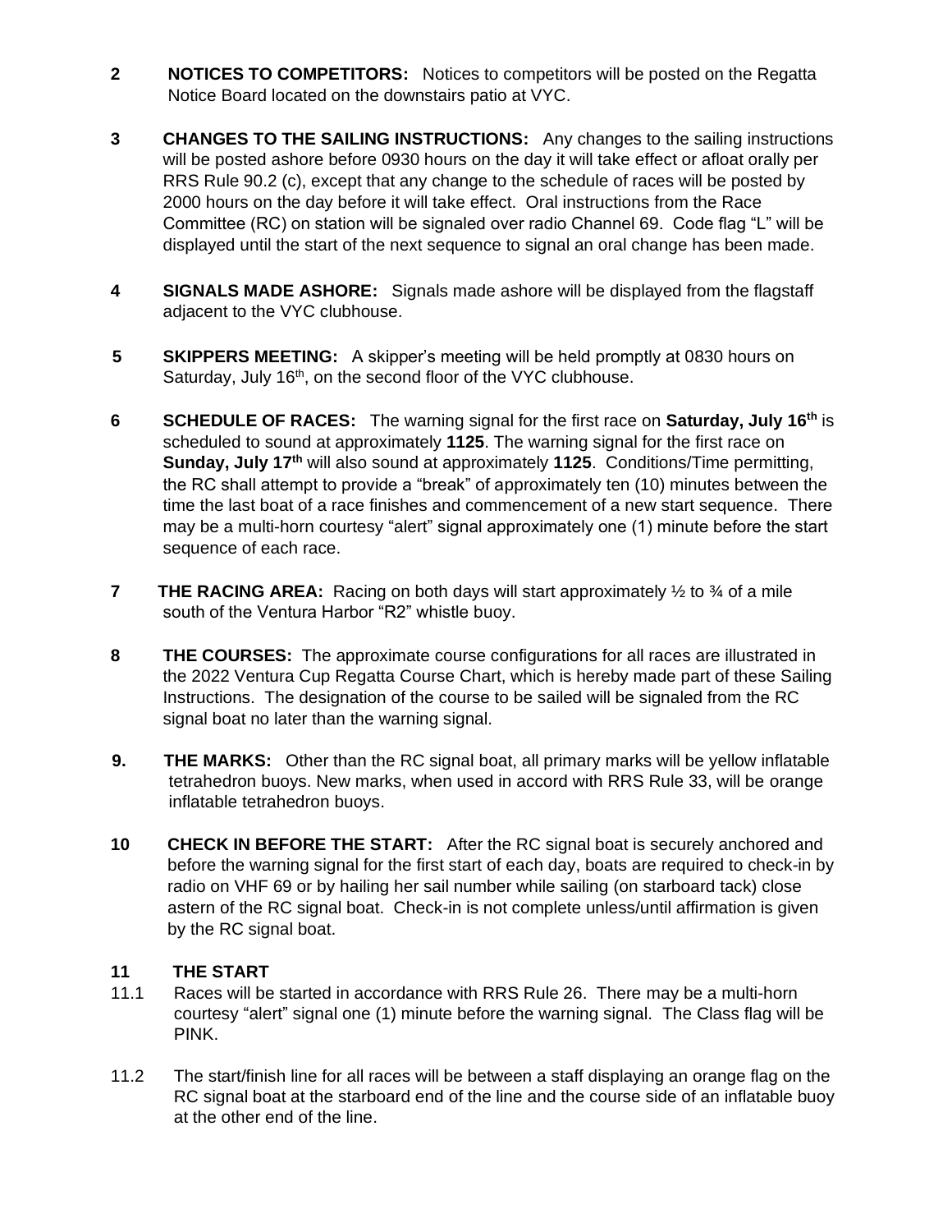**2 NOTICES TO COMPETITORS:** Notices to competitors will be posted on the Regatta Notice Board located on the downstairs patio at VYC.

**3 CHANGES TO THE SAILING INSTRUCTIONS:** Any changes to the sailing instructions will be posted ashore before 0930 hours on the day it will take effect or afloat orally per RRS Rule 90.2 (c), except that any change to the schedule of races will be posted by 2000 hours on the day before it will take effect. Oral instructions from the Race Committee (RC) on station will be signaled over radio Channel 69. Code flag "L" will be displayed until the start of the next sequence to signal an oral change has been made.

**4 SIGNALS MADE ASHORE:** Signals made ashore will be displayed from the flagstaff adjacent to the VYC clubhouse.

**5 SKIPPERS MEETING:** A skipper's meeting will be held promptly at 0830 hours on Saturday, July 16th, on the second floor of the VYC clubhouse.

**6 SCHEDULE OF RACES:** The warning signal for the first race on **Saturday, July 16th** is scheduled to sound at approximately **1125**. The warning signal for the first race on **Sunday, July 17th** will also sound at approximately **1125**. Conditions/Time permitting, the RC shall attempt to provide a "break" of approximately ten (10) minutes between the time the last boat of a race finishes and commencement of a new start sequence. There may be a multi-horn courtesy "alert" signal approximately one (1) minute before the start sequence of each race.

**7 THE RACING AREA:** Racing on both days will start approximately ½ to ¾ of a mile south of the Ventura Harbor "R2" whistle buoy.

**8 THE COURSES:** The approximate course configurations for all races are illustrated in the 2022 Ventura Cup Regatta Course Chart, which is hereby made part of these Sailing Instructions. The designation of the course to be sailed will be signaled from the RC signal boat no later than the warning signal.

**9. THE MARKS:** Other than the RC signal boat, all primary marks will be yellow inflatable tetrahedron buoys. New marks, when used in accord with RRS Rule 33, will be orange inflatable tetrahedron buoys.

**10 CHECK IN BEFORE THE START:** After the RC signal boat is securely anchored and before the warning signal for the first start of each day, boats are required to check-in by radio on VHF 69 or by hailing her sail number while sailing (on starboard tack) close astern of the RC signal boat. Check-in is not complete unless/until affirmation is given by the RC signal boat.

**11 THE START**

11.1 Races will be started in accordance with RRS Rule 26. There may be a multi-horn courtesy "alert" signal one (1) minute before the warning signal. The Class flag will be PINK.

11.2 The start/finish line for all races will be between a staff displaying an orange flag on the RC signal boat at the starboard end of the line and the course side of an inflatable buoy at the other end of the line.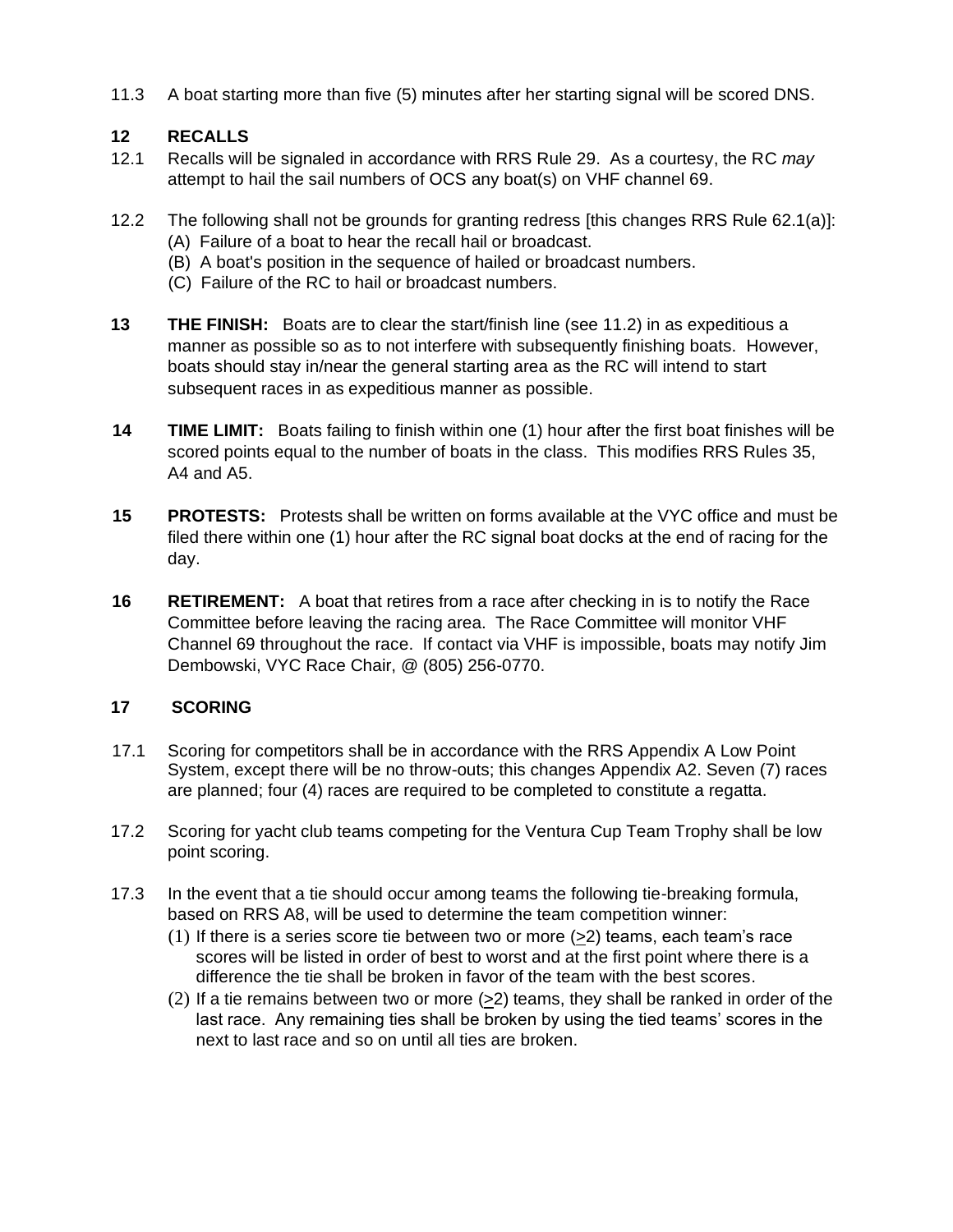11.3 A boat starting more than five (5) minutes after her starting signal will be scored DNS.

## 12 RECALLS

12.1 Recalls will be signaled in accordance with RRS Rule 29. As a courtesy, the RC *may* attempt to hail the sail numbers of OCS any boat(s) on VHF channel 69.

12.2 The following shall not be grounds for granting redress [this changes RRS Rule 62.1(a)]:
- (A) Failure of a boat to hear the recall hail or broadcast.
- (B) A boat's position in the sequence of hailed or broadcast numbers.
- (C) Failure of the RC to hail or broadcast numbers.

**13 THE FINISH:** Boats are to clear the start/finish line (see 11.2) in as expeditious a manner as possible so as to not interfere with subsequently finishing boats. However, boats should stay in/near the general starting area as the RC will intend to start subsequent races in as expeditious manner as possible.

**14 TIME LIMIT:** Boats failing to finish within one (1) hour after the first boat finishes will be scored points equal to the number of boats in the class. This modifies RRS Rules 35, A4 and A5.

**15 PROTESTS:** Protests shall be written on forms available at the VYC office and must be filed there within one (1) hour after the RC signal boat docks at the end of racing for the day.

**16 RETIREMENT:** A boat that retires from a race after checking in is to notify the Race Committee before leaving the racing area. The Race Committee will monitor VHF Channel 69 throughout the race. If contact via VHF is impossible, boats may notify Jim Dembowski, VYC Race Chair, @ (805) 256-0770.

## 17 SCORING

17.1 Scoring for competitors shall be in accordance with the RRS Appendix A Low Point System, except there will be no throw-outs; this changes Appendix A2. Seven (7) races are planned; four (4) races are required to be completed to constitute a regatta.

17.2 Scoring for yacht club teams competing for the Ventura Cup Team Trophy shall be low point scoring.

17.3 In the event that a tie should occur among teams the following tie-breaking formula, based on RRS A8, will be used to determine the team competition winner:
1. If there is a series score tie between two or more (≥2) teams, each team's race scores will be listed in order of best to worst and at the first point where there is a difference the tie shall be broken in favor of the team with the best scores.
2. If a tie remains between two or more (≥2) teams, they shall be ranked in order of the last race. Any remaining ties shall be broken by using the tied teams' scores in the next to last race and so on until all ties are broken.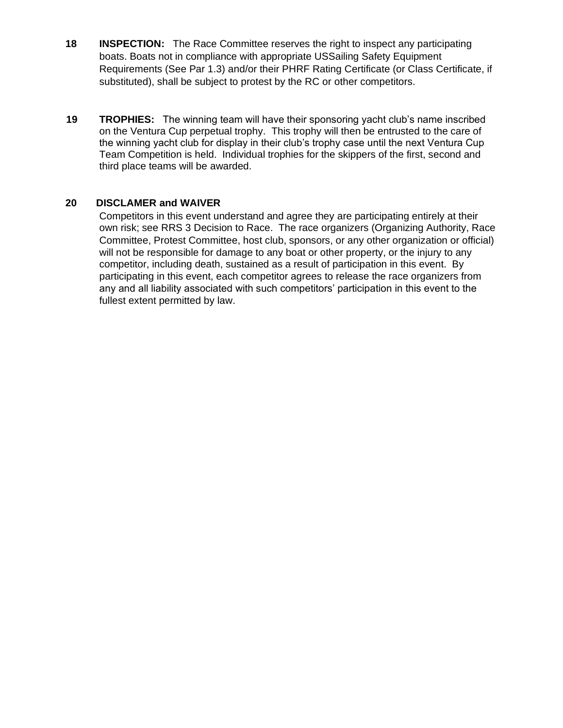**18 INSPECTION:** The Race Committee reserves the right to inspect any participating boats. Boats not in compliance with appropriate USSailing Safety Equipment Requirements (See Par 1.3) and/or their PHRF Rating Certificate (or Class Certificate, if substituted), shall be subject to protest by the RC or other competitors.

**19 TROPHIES:** The winning team will have their sponsoring yacht club's name inscribed on the Ventura Cup perpetual trophy. This trophy will then be entrusted to the care of the winning yacht club for display in their club's trophy case until the next Ventura Cup Team Competition is held. Individual trophies for the skippers of the first, second and third place teams will be awarded.

**20 DISCLAMER and WAIVER**

Competitors in this event understand and agree they are participating entirely at their own risk; see RRS 3 Decision to Race. The race organizers (Organizing Authority, Race Committee, Protest Committee, host club, sponsors, or any other organization or official) will not be responsible for damage to any boat or other property, or the injury to any competitor, including death, sustained as a result of participation in this event. By participating in this event, each competitor agrees to release the race organizers from any and all liability associated with such competitors' participation in this event to the fullest extent permitted by law.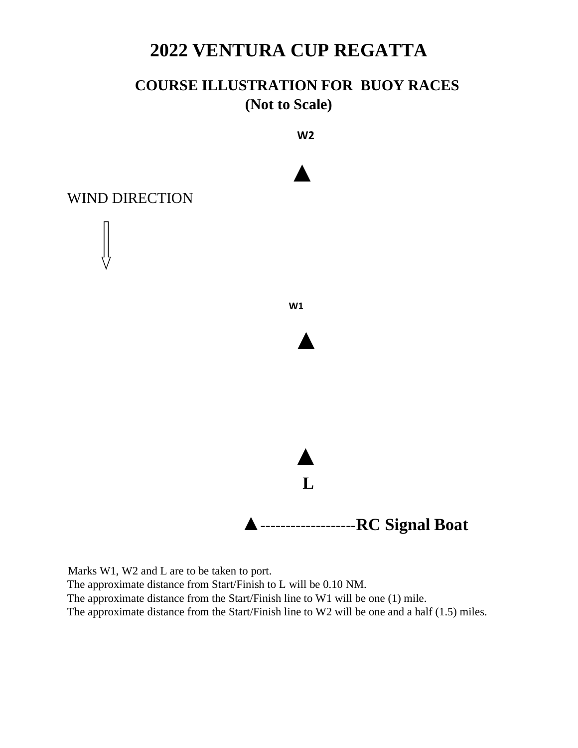# 2022 VENTURA CUP REGATTA

## COURSE ILLUSTRATION FOR BUOY RACES
## (Not to Scale)

W2

▲

WIND DIRECTION

⇩

W1

▲

▲

L

▲-------------------**RC Signal Boat**

Marks W1, W2 and L are to be taken to port.
The approximate distance from Start/Finish to L will be 0.10 NM.
The approximate distance from the Start/Finish line to W1 will be one (1) mile.
The approximate distance from the Start/Finish line to W2 will be one and a half (1.5) miles.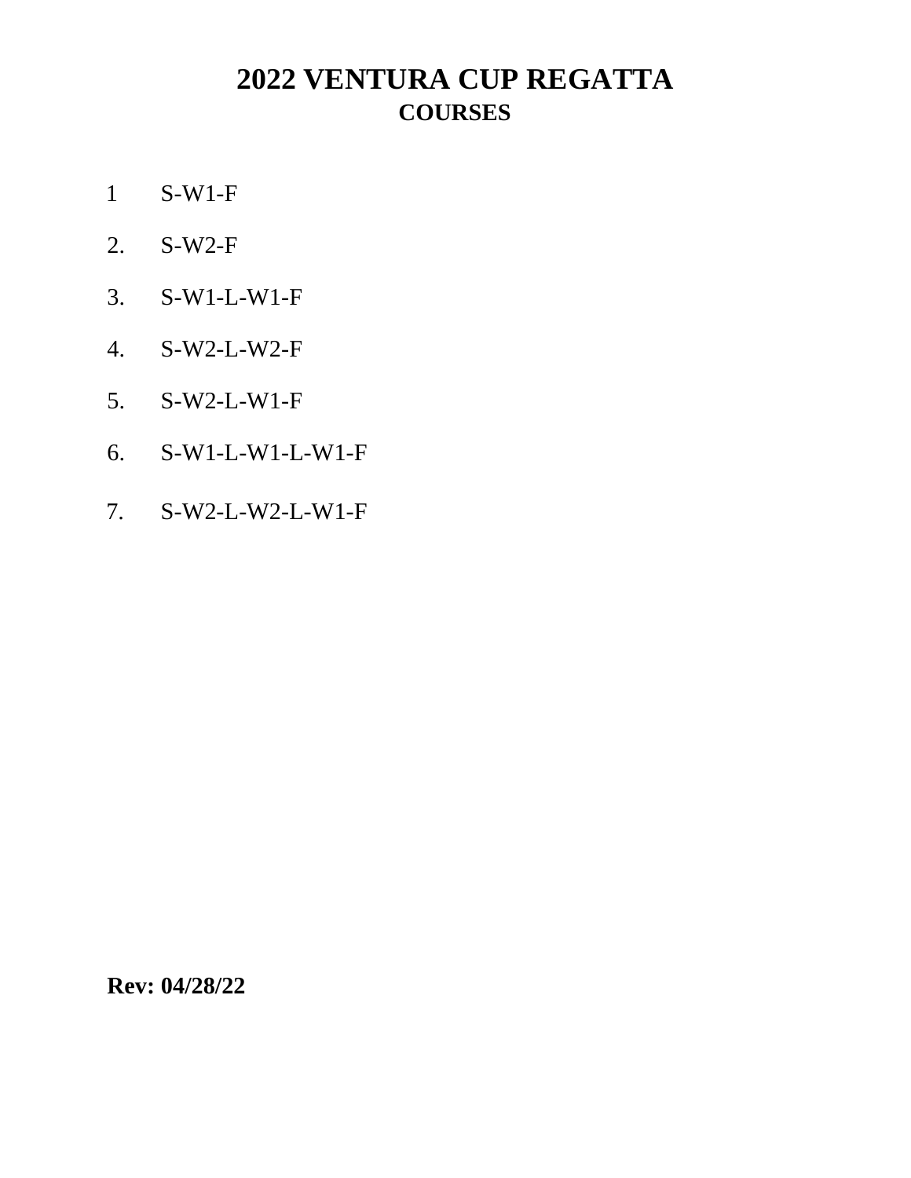# 2022 VENTURA CUP REGATTA

## COURSES

1 S-W1-F

2. S-W2-F

3. S-W1-L-W1-F

4. S-W2-L-W2-F

5. S-W2-L-W1-F

6. S-W1-L-W1-L-W1-F

7. S-W2-L-W2-L-W1-F

**Rev: 04/28/22**